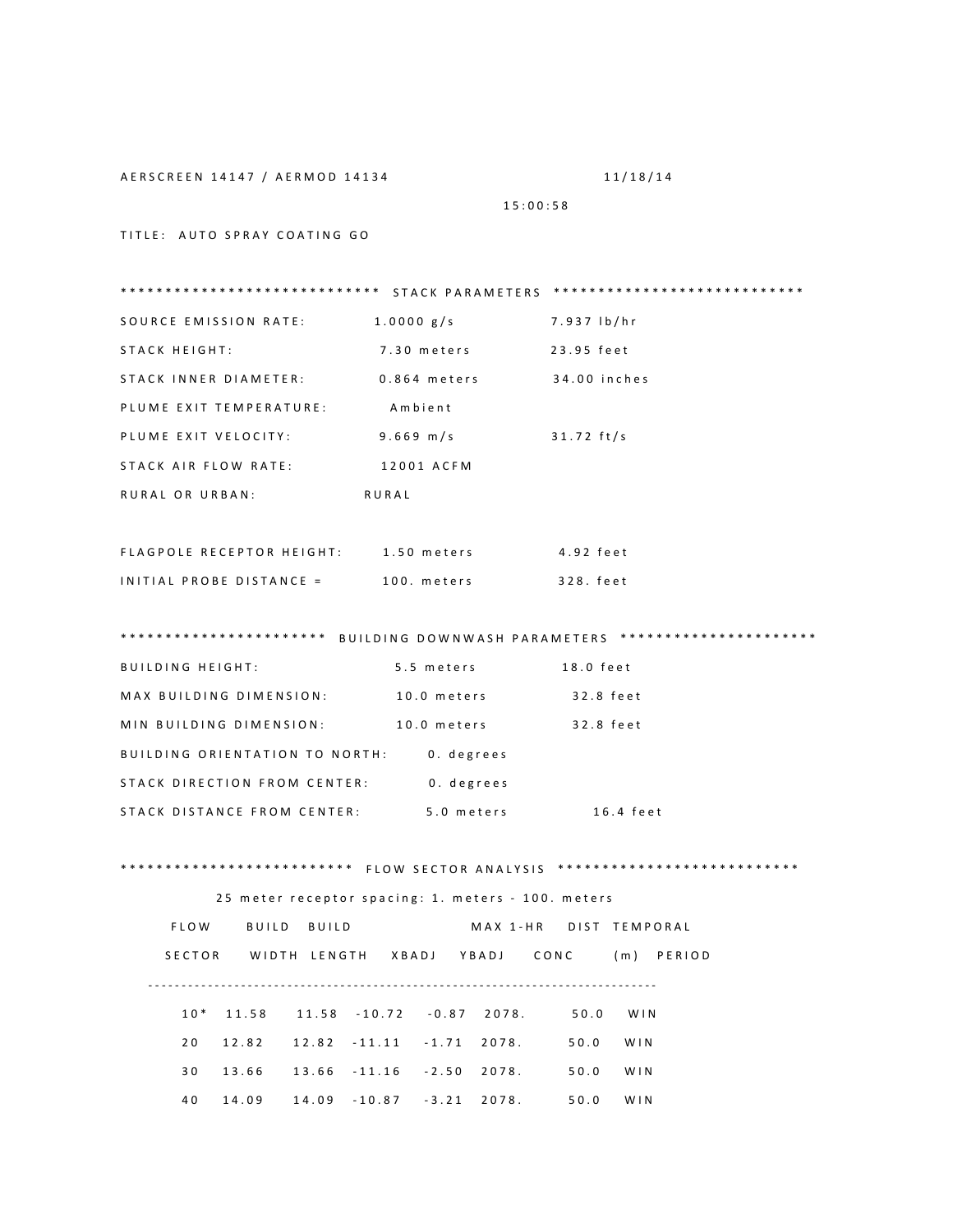AERSCREEN 14147 / AERMOD 14134 11/18/14

15:00:58

TITLE: AUTO SPRAY COATING GO

****************************** STACK PARAMETERS ****************************

| | | |
|---|---|---|
| SOURCE EMISSION RATE: | 1.0000 g/s | 7.937 lb/hr |
| STACK HEIGHT: | 7.30 meters | 23.95 feet |
| STACK INNER DIAMETER: | 0.864 meters | 34.00 inches |
| PLUME EXIT TEMPERATURE: | Ambient | |
| PLUME EXIT VELOCITY: | 9.669 m/s | 31.72 ft/s |
| STACK AIR FLOW RATE: | 12001 ACFM | |
| RURAL OR URBAN: | RURAL | |

| | | |
|---|---|---|
| FLAGPOLE RECEPTOR HEIGHT: | 1.50 meters | 4.92 feet |
| INITIAL PROBE DISTANCE = | 100. meters | 328. feet |

*********************** BUILDING DOWNWASH PARAMETERS **********************

| | | |
|---|---|---|
| BUILDING HEIGHT: | 5.5 meters | 18.0 feet |
| MAX BUILDING DIMENSION: | 10.0 meters | 32.8 feet |
| MIN BUILDING DIMENSION: | 10.0 meters | 32.8 feet |
| BUILDING ORIENTATION TO NORTH: | 0. degrees | |
| STACK DIRECTION FROM CENTER: | 0. degrees | |
| STACK DISTANCE FROM CENTER: | 5.0 meters | 16.4 feet |

************************** FLOW SECTOR ANALYSIS ***************************

25 meter receptor spacing: 1. meters - 100. meters

| FLOW SECTOR | BUILD WIDTH | BUILD LENGTH | XBADJ | YBADJ | MAX 1-HR CONC | DIST (m) | TEMPORAL PERIOD |
|---|---|---|---|---|---|---|---|
| 10* | 11.58 | 11.58 | -10.72 | -0.87 | 2078. | 50.0 | WIN |
| 20 | 12.82 | 12.82 | -11.11 | -1.71 | 2078. | 50.0 | WIN |
| 30 | 13.66 | 13.66 | -11.16 | -2.50 | 2078. | 50.0 | WIN |
| 40 | 14.09 | 14.09 | -10.87 | -3.21 | 2078. | 50.0 | WIN |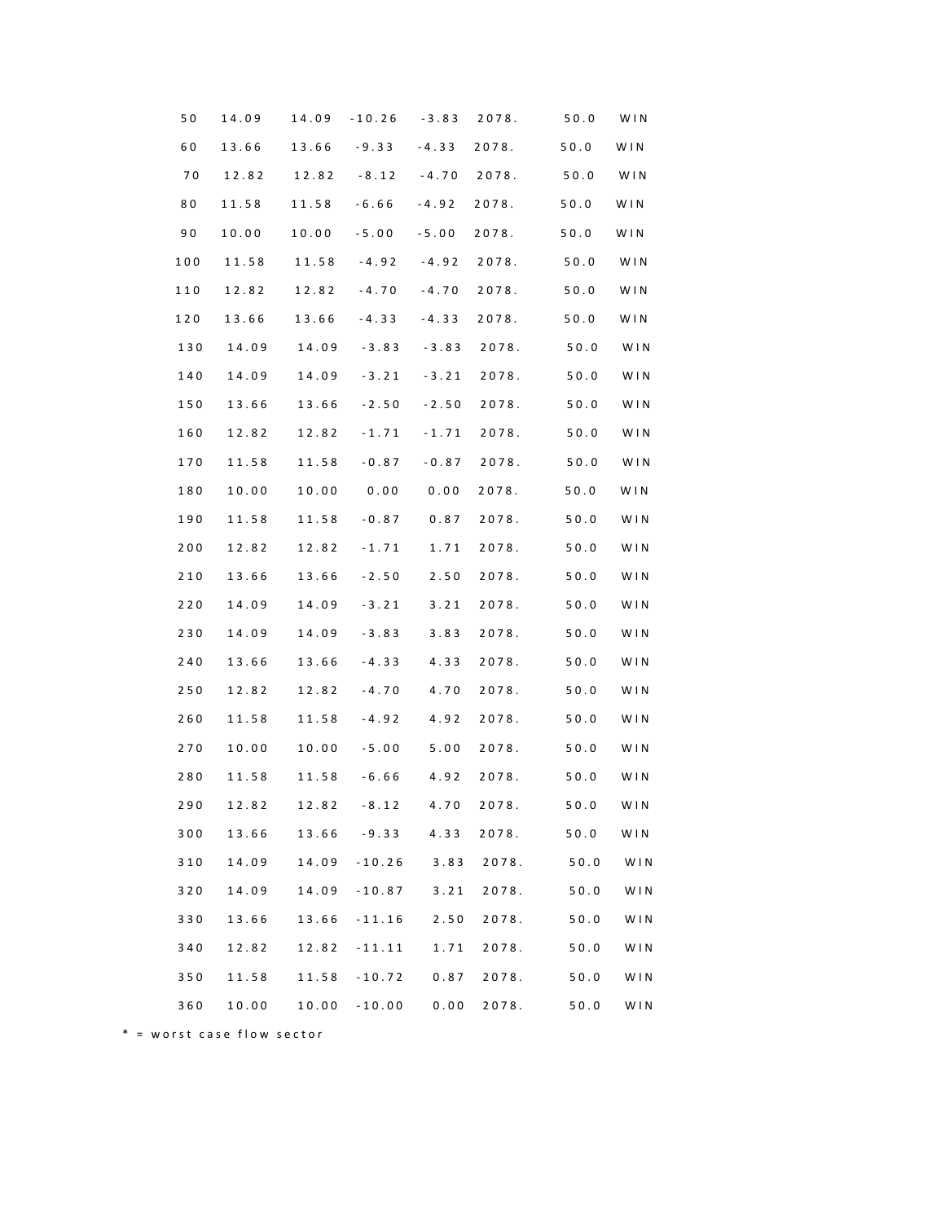| | | | | | | | |
|---|---|---|---|---|---|---|---|
| 50 | 14.09 | 14.09 | -10.26 | -3.83 | 2078. | 50.0 | WIN |
| 60 | 13.66 | 13.66 | -9.33 | -4.33 | 2078. | 50.0 | WIN |
| 70 | 12.82 | 12.82 | -8.12 | -4.70 | 2078. | 50.0 | WIN |
| 80 | 11.58 | 11.58 | -6.66 | -4.92 | 2078. | 50.0 | WIN |
| 90 | 10.00 | 10.00 | -5.00 | -5.00 | 2078. | 50.0 | WIN |
| 100 | 11.58 | 11.58 | -4.92 | -4.92 | 2078. | 50.0 | WIN |
| 110 | 12.82 | 12.82 | -4.70 | -4.70 | 2078. | 50.0 | WIN |
| 120 | 13.66 | 13.66 | -4.33 | -4.33 | 2078. | 50.0 | WIN |
| 130 | 14.09 | 14.09 | -3.83 | -3.83 | 2078. | 50.0 | WIN |
| 140 | 14.09 | 14.09 | -3.21 | -3.21 | 2078. | 50.0 | WIN |
| 150 | 13.66 | 13.66 | -2.50 | -2.50 | 2078. | 50.0 | WIN |
| 160 | 12.82 | 12.82 | -1.71 | -1.71 | 2078. | 50.0 | WIN |
| 170 | 11.58 | 11.58 | -0.87 | -0.87 | 2078. | 50.0 | WIN |
| 180 | 10.00 | 10.00 | 0.00 | 0.00 | 2078. | 50.0 | WIN |
| 190 | 11.58 | 11.58 | -0.87 | 0.87 | 2078. | 50.0 | WIN |
| 200 | 12.82 | 12.82 | -1.71 | 1.71 | 2078. | 50.0 | WIN |
| 210 | 13.66 | 13.66 | -2.50 | 2.50 | 2078. | 50.0 | WIN |
| 220 | 14.09 | 14.09 | -3.21 | 3.21 | 2078. | 50.0 | WIN |
| 230 | 14.09 | 14.09 | -3.83 | 3.83 | 2078. | 50.0 | WIN |
| 240 | 13.66 | 13.66 | -4.33 | 4.33 | 2078. | 50.0 | WIN |
| 250 | 12.82 | 12.82 | -4.70 | 4.70 | 2078. | 50.0 | WIN |
| 260 | 11.58 | 11.58 | -4.92 | 4.92 | 2078. | 50.0 | WIN |
| 270 | 10.00 | 10.00 | -5.00 | 5.00 | 2078. | 50.0 | WIN |
| 280 | 11.58 | 11.58 | -6.66 | 4.92 | 2078. | 50.0 | WIN |
| 290 | 12.82 | 12.82 | -8.12 | 4.70 | 2078. | 50.0 | WIN |
| 300 | 13.66 | 13.66 | -9.33 | 4.33 | 2078. | 50.0 | WIN |
| 310 | 14.09 | 14.09 | -10.26 | 3.83 | 2078. | 50.0 | WIN |
| 320 | 14.09 | 14.09 | -10.87 | 3.21 | 2078. | 50.0 | WIN |
| 330 | 13.66 | 13.66 | -11.16 | 2.50 | 2078. | 50.0 | WIN |
| 340 | 12.82 | 12.82 | -11.11 | 1.71 | 2078. | 50.0 | WIN |
| 350 | 11.58 | 11.58 | -10.72 | 0.87 | 2078. | 50.0 | WIN |
| 360 | 10.00 | 10.00 | -10.00 | 0.00 | 2078. | 50.0 | WIN |

* = worst case flow sector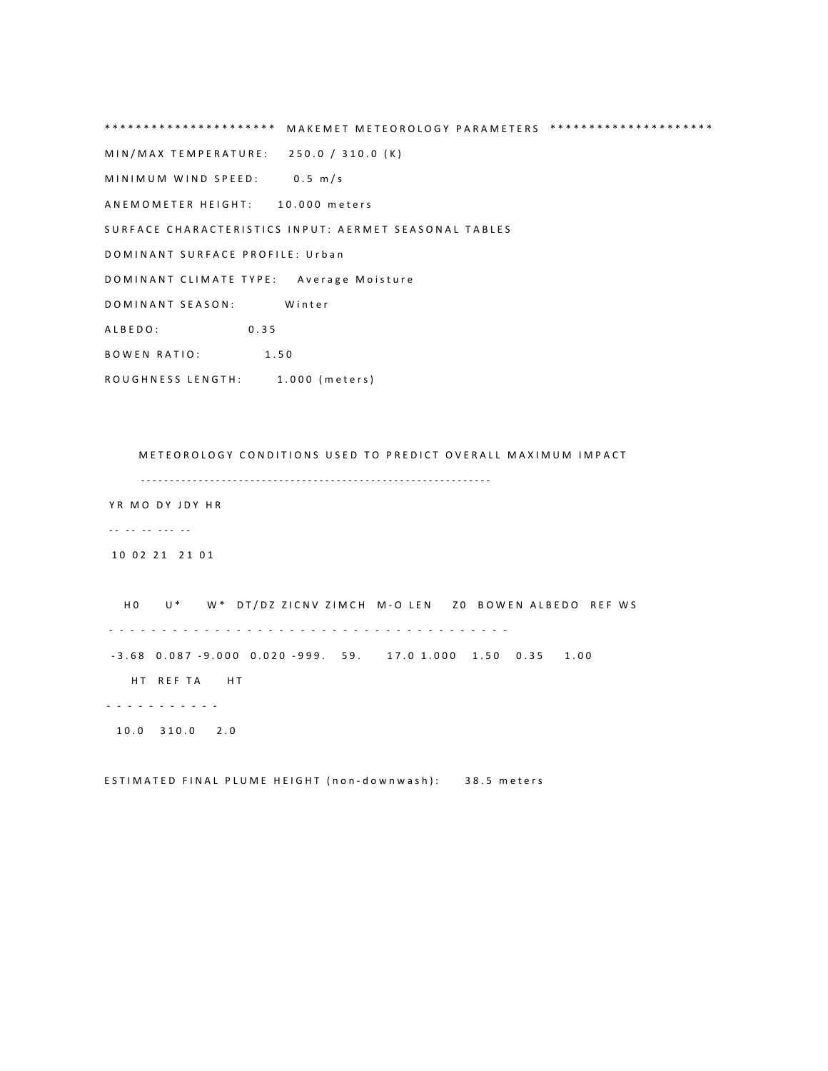********************** MAKEMET METEOROLOGY PARAMETERS *********************

MIN/MAX TEMPERATURE: 250.0 / 310.0 (K)

MINIMUM WIND SPEED: 0.5 m/s

ANEMOMETER HEIGHT: 10.000 meters

SURFACE CHARACTERISTICS INPUT: AERMET SEASONAL TABLES

DOMINANT SURFACE PROFILE: Urban

DOMINANT CLIMATE TYPE: Average Moisture

DOMINANT SEASON: Winter

ALBEDO: 0.35

BOWEN RATIO: 1.50

ROUGHNESS LENGTH: 1.000 (meters)

METEOROLOGY CONDITIONS USED TO PREDICT OVERALL MAXIMUM IMPACT

| YR | MO | DY | JDY | HR |
|---|---|---|---|---|
| 10 | 02 | 21 | 21 | 01 |

| H0 | U* | W* | DT/DZ | ZICNV | ZIMCH | M-O LEN | Z0 | BOWEN | ALBEDO | REF WS |
|---|---|---|---|---|---|---|---|---|---|---|
| -3.68 | 0.087 | -9.000 | 0.020 | -999. | 59. | 17.0 | 1.000 | 1.50 | 0.35 | 1.00 |

| HT | REF TA | HT |
|---|---|---|
| 10.0 | 310.0 | 2.0 |

ESTIMATED FINAL PLUME HEIGHT (non-downwash): 38.5 meters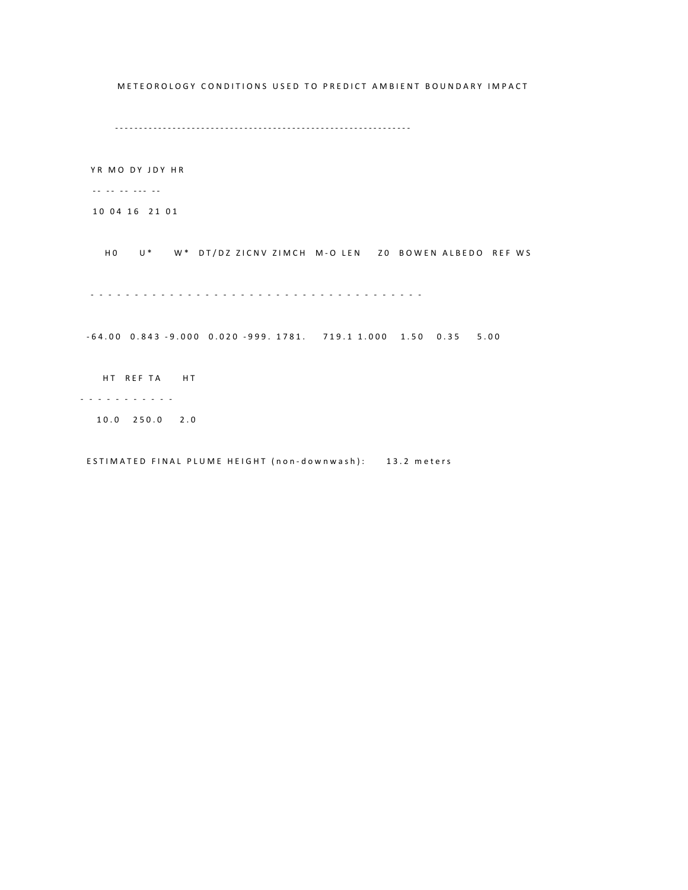METEOROLOGY CONDITIONS USED TO PREDICT AMBIENT BOUNDARY IMPACT

```
--------------------------------------------------------------

YR MO DY JDY HR
-- -- -- --- --
10 04 16  21 01

  H0     U*     W*  DT/DZ ZICNV ZIMCH  M-O LEN    Z0  BOWEN ALBEDO  REF WS
- - - - - - - - - - - - - - - - - - - - - - - - - - - - - - - - - - - - - -
-64.00  0.843 -9.000  0.020 -999. 1781.    719.1 1.000   1.50   0.35    5.00

  HT  REF TA    HT
- - - - - - - - - - -
  10.0   250.0    2.0

ESTIMATED FINAL PLUME HEIGHT (non-downwash):     13.2 meters
```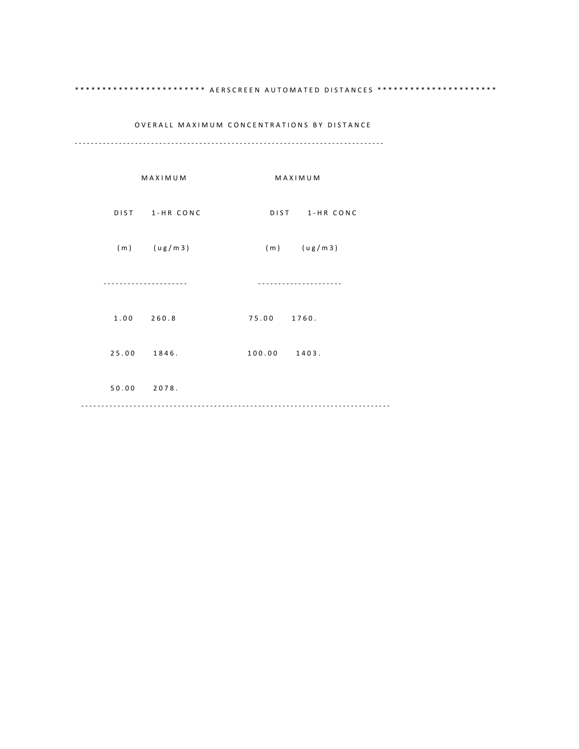************************ AERSCREEN AUTOMATED DISTANCES **********************

OVERALL MAXIMUM CONCENTRATIONS BY DISTANCE

----------------------------------------------------------------------------

| DIST (m) | MAXIMUM 1-HR CONC (ug/m3) | DIST (m) | MAXIMUM 1-HR CONC (ug/m3) |
|---|---|---|---|
| 1.00 | 260.8 | 75.00 | 1760. |
| 25.00 | 1846. | 100.00 | 1403. |
| 50.00 | 2078. | | |

----------------------------------------------------------------------------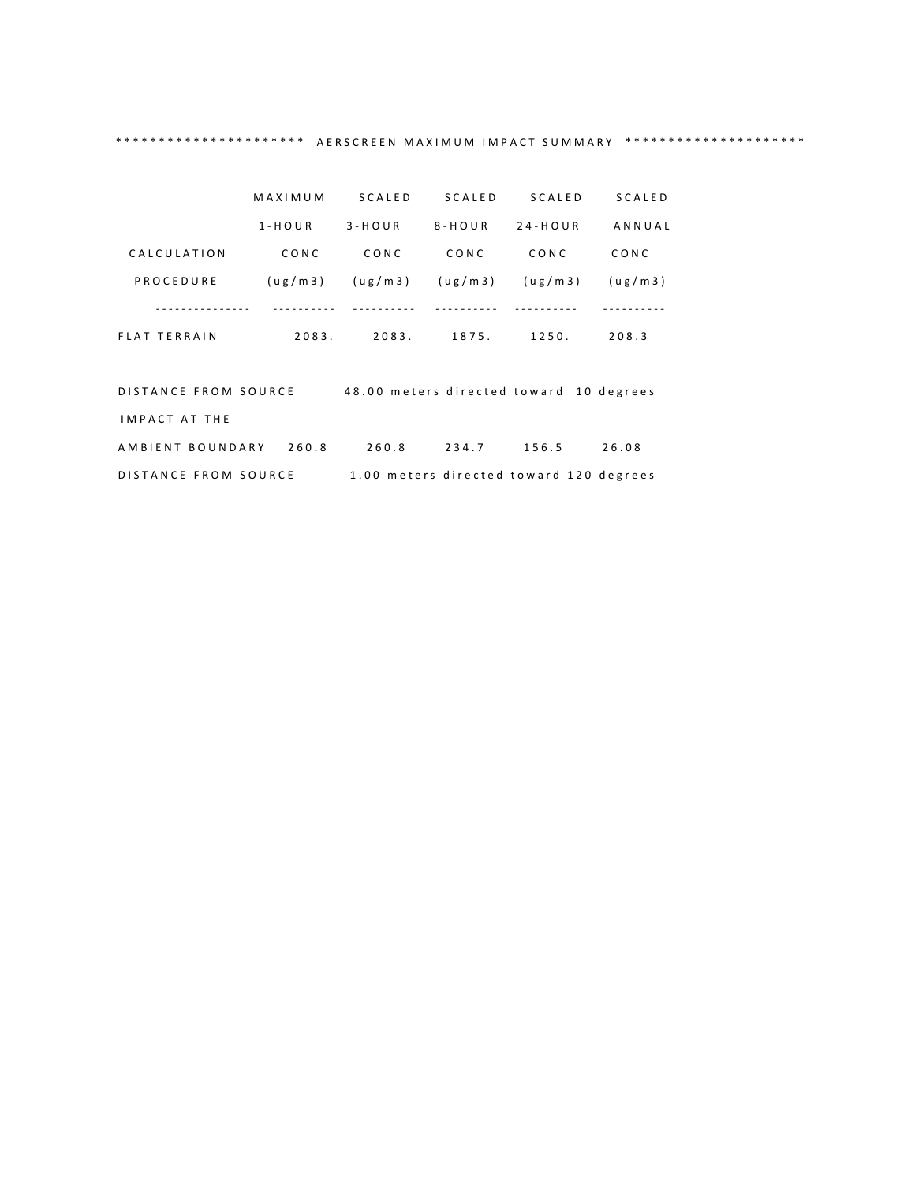********************** AERSCREEN MAXIMUM IMPACT SUMMARY *********************

| CALCULATION PROCEDURE | MAXIMUM 1-HOUR CONC (ug/m3) | SCALED 3-HOUR CONC (ug/m3) | SCALED 8-HOUR CONC (ug/m3) | SCALED 24-HOUR CONC (ug/m3) | SCALED ANNUAL CONC (ug/m3) |
|---|---|---|---|---|---|
| FLAT TERRAIN | 2083. | 2083. | 1875. | 1250. | 208.3 |

DISTANCE FROM SOURCE 48.00 meters directed toward 10 degrees

| | | | | | |
|---|---|---|---|---|---|
| IMPACT AT THE AMBIENT BOUNDARY | 260.8 | 260.8 | 234.7 | 156.5 | 26.08 |

DISTANCE FROM SOURCE 1.00 meters directed toward 120 degrees